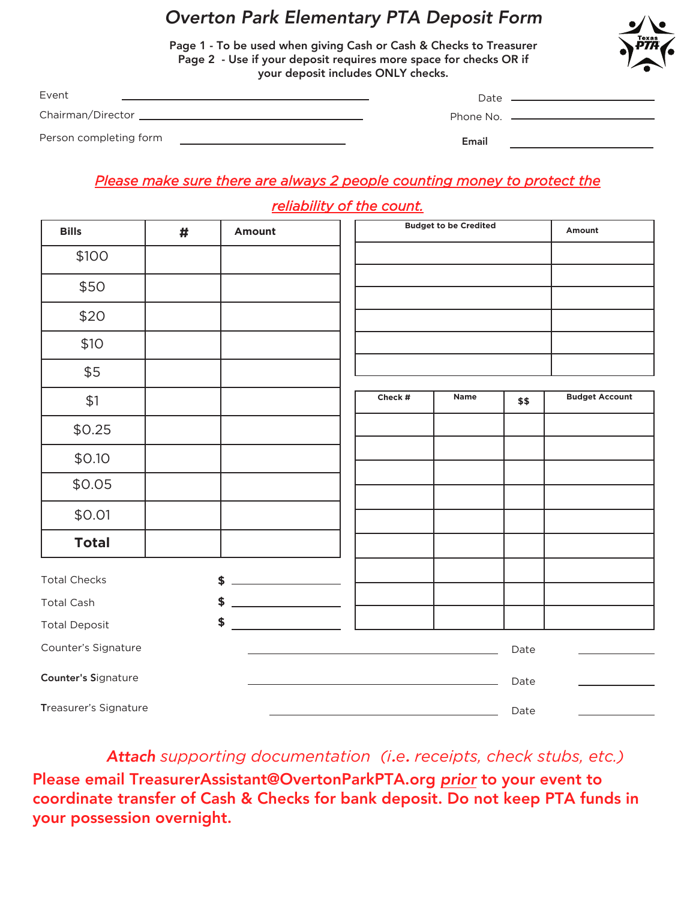# *Overton Park Elementary PTA Deposit Form*

**Page 1 - To be used when giving Cash or Cash & Checks to Treasurer**
**Page 2 - Use if your deposit requires more space for checks OR if your deposit includes ONLY checks.**

Event ______________________________ Date ____________________

Chairman/Director ______________________________ Phone No. ____________________

Person completing form ______________________________ **Email** ____________________

***Please make sure there are always 2 people counting money to protect the reliability of the count.***

| Bills | # | Amount |
|---|---|---|
| $100 | | |
| $50 | | |
| $20 | | |
| $10 | | |
| $5 | | |
| $1 | | |
| $0.25 | | |
| $0.10 | | |
| $0.05 | | |
| $0.01 | | |
| **Total** | | |

| Budget to be Credited | Amount |
|---|---|
| | |
| | |
| | |
| | |
| | |
| | |

| Check # | Name | $$ | Budget Account |
|---|---|---|---|
| | | | |
| | | | |
| | | | |
| | | | |
| | | | |
| | | | |
| | | | |
| | | | |
| | | | |

Total Checks **$** ____________________

Total Cash **$** ____________________

Total Deposit **$** ____________________

Counter's Signature ______________________________ Date ____________

**Counter's S**ignature ______________________________ Date ____________

**T**reasurer's Signature ______________________________ Date ____________

***Attach*** *supporting documentation (i.e. receipts, check stubs, etc.)*

**Please email TreasurerAssistant@OvertonParkPTA.org *prior* to your event to coordinate transfer of Cash & Checks for bank deposit. Do not keep PTA funds in your possession overnight.**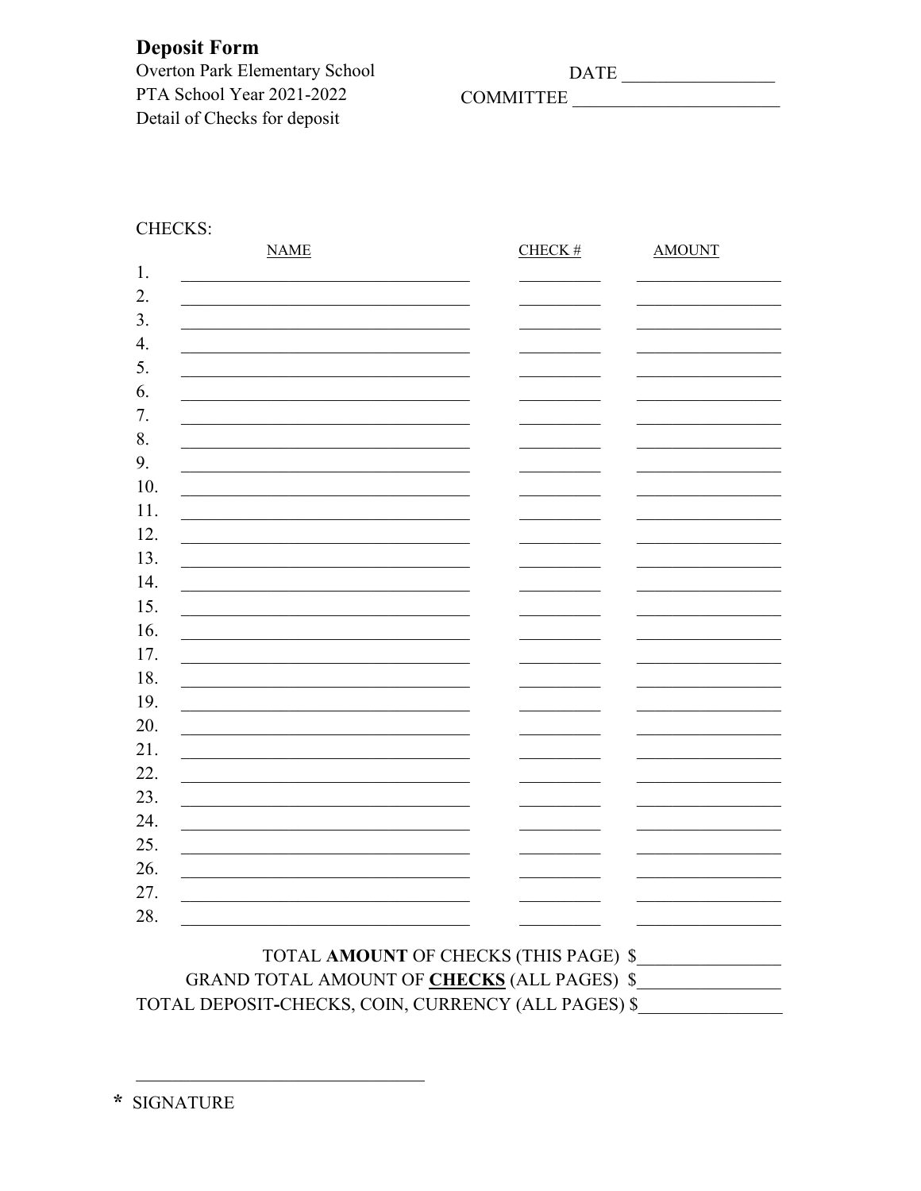**Deposit Form**

Overton Park Elementary School
PTA School Year 2021-2022
Detail of Checks for deposit

DATE ________________
COMMITTEE ______________________

CHECKS:

| | NAME | CHECK # | AMOUNT |
|---|---|---|---|
| 1. | | | |
| 2. | | | |
| 3. | | | |
| 4. | | | |
| 5. | | | |
| 6. | | | |
| 7. | | | |
| 8. | | | |
| 9. | | | |
| 10. | | | |
| 11. | | | |
| 12. | | | |
| 13. | | | |
| 14. | | | |
| 15. | | | |
| 16. | | | |
| 17. | | | |
| 18. | | | |
| 19. | | | |
| 20. | | | |
| 21. | | | |
| 22. | | | |
| 23. | | | |
| 24. | | | |
| 25. | | | |
| 26. | | | |
| 27. | | | |
| 28. | | | |

TOTAL **AMOUNT** OF CHECKS (THIS PAGE) $______________
GRAND TOTAL AMOUNT OF **CHECKS** (ALL PAGES) $______________
TOTAL DEPOSIT-CHECKS, COIN, CURRENCY (ALL PAGES) $______________

______________________________

\* SIGNATURE